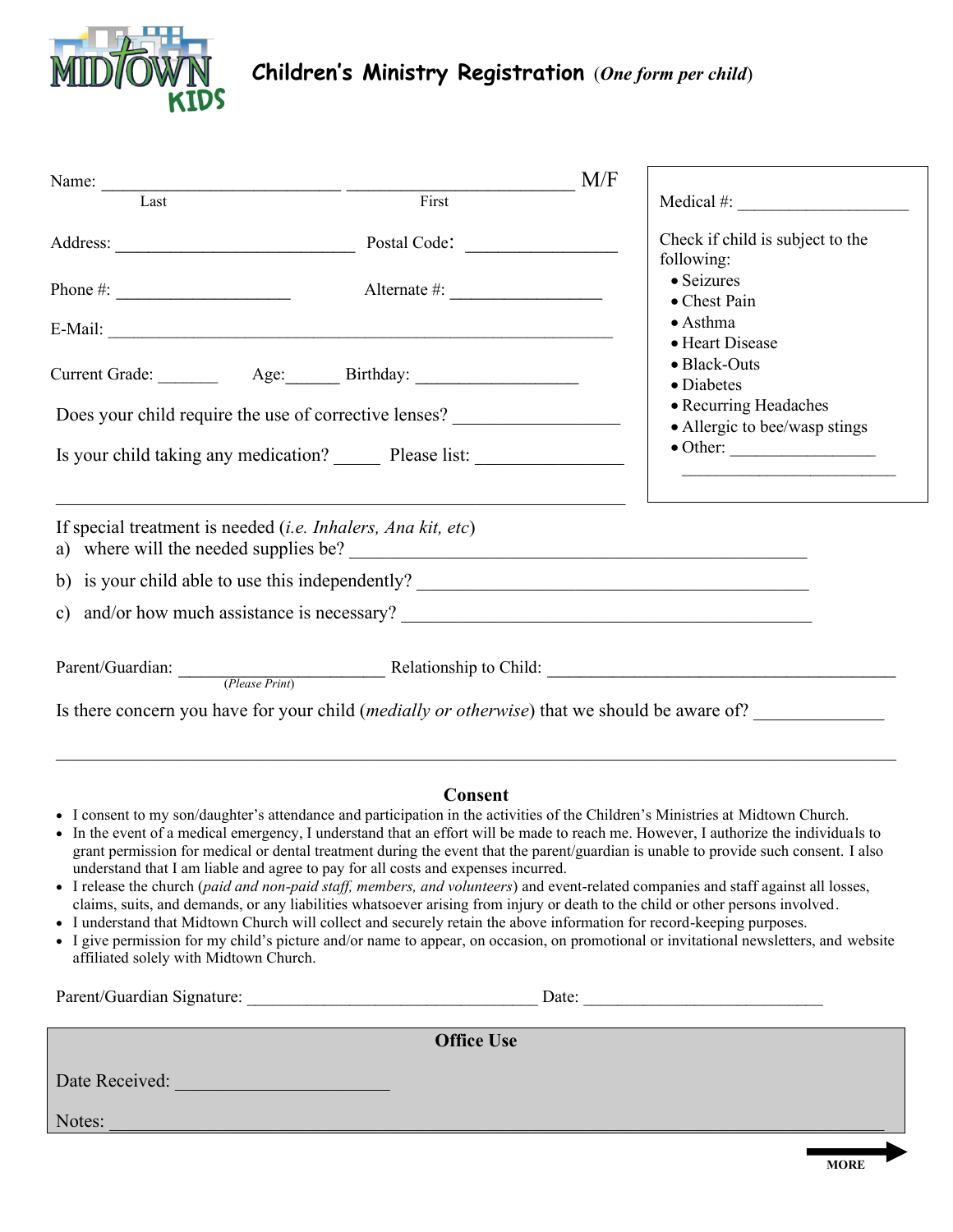MIDtOWN KIDS

# Children's Ministry Registration (*One form per child*)

Name: _________________________ _________________________ M/F
Last First

Address: _________________________ Postal Code: ________________

Phone #: ____________________ Alternate #: ________________

E-Mail: ____________________________________________________________

Current Grade: _______ Age:______ Birthday: __________________

Does your child require the use of corrective lenses? _________________

Is your child taking any medication? _____ Please list: ________________

______________________________________________________________

Medical #: ____________________

Check if child is subject to the following:

- Seizures
- Chest Pain
- Asthma
- Heart Disease
- Black-Outs
- Diabetes
- Recurring Headaches
- Allergic to bee/wasp stings
- Other: ________________
  ________________________

If special treatment is needed (*i.e. Inhalers, Ana kit, etc*)

a) where will the needed supplies be? ______________________________________________

b) is your child able to use this independently? ____________________________________

c) and/or how much assistance is necessary? _______________________________________

Parent/Guardian: ________________________ Relationship to Child: ______________________________________
(*Please Print*)

Is there concern you have for your child (*medially or otherwise*) that we should be aware of? ______________

______________________________________________________________________________________________

## Consent

- I consent to my son/daughter's attendance and participation in the activities of the Children's Ministries at Midtown Church.
- In the event of a medical emergency, I understand that an effort will be made to reach me. However, I authorize the individuals to grant permission for medical or dental treatment during the event that the parent/guardian is unable to provide such consent. I also understand that I am liable and agree to pay for all costs and expenses incurred.
- I release the church (*paid and non-paid staff, members, and volunteers*) and event-related companies and staff against all losses, claims, suits, and demands, or any liabilities whatsoever arising from injury or death to the child or other persons involved.
- I understand that Midtown Church will collect and securely retain the above information for record-keeping purposes.
- I give permission for my child's picture and/or name to appear, on occasion, on promotional or invitational newsletters, and website affiliated solely with Midtown Church.

Parent/Guardian Signature: _________________________________ Date: ____________________________

**Office Use**

Date Received: ______________________

Notes: ______________________________________________________________________________________

MORE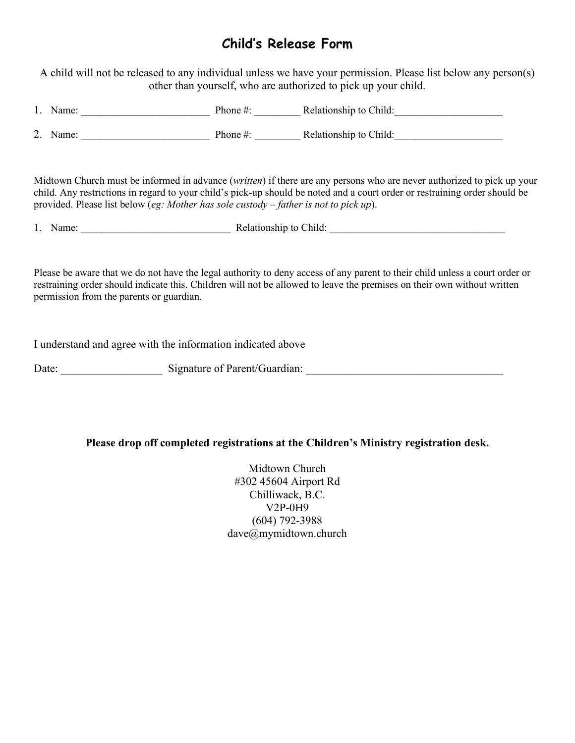# Child's Release Form

A child will not be released to any individual unless we have your permission. Please list below any person(s) other than yourself, who are authorized to pick up your child.

1. Name: _________________________ Phone #: _________ Relationship to Child:_____________________

2. Name: _________________________ Phone #: _________ Relationship to Child:_____________________

Midtown Church must be informed in advance (*written*) if there are any persons who are never authorized to pick up your child. Any restrictions in regard to your child's pick-up should be noted and a court order or restraining order should be provided. Please list below (*eg: Mother has sole custody – father is not to pick up*).

1. Name: _____________________________ Relationship to Child: __________________________________

Please be aware that we do not have the legal authority to deny access of any parent to their child unless a court order or restraining order should indicate this. Children will not be allowed to leave the premises on their own without written permission from the parents or guardian.

I understand and agree with the information indicated above

Date: __________________ Signature of Parent/Guardian: ___________________________________

**Please drop off completed registrations at the Children's Ministry registration desk.**

Midtown Church
#302 45604 Airport Rd
Chilliwack, B.C.
V2P-0H9
(604) 792-3988
dave@mymidtown.church